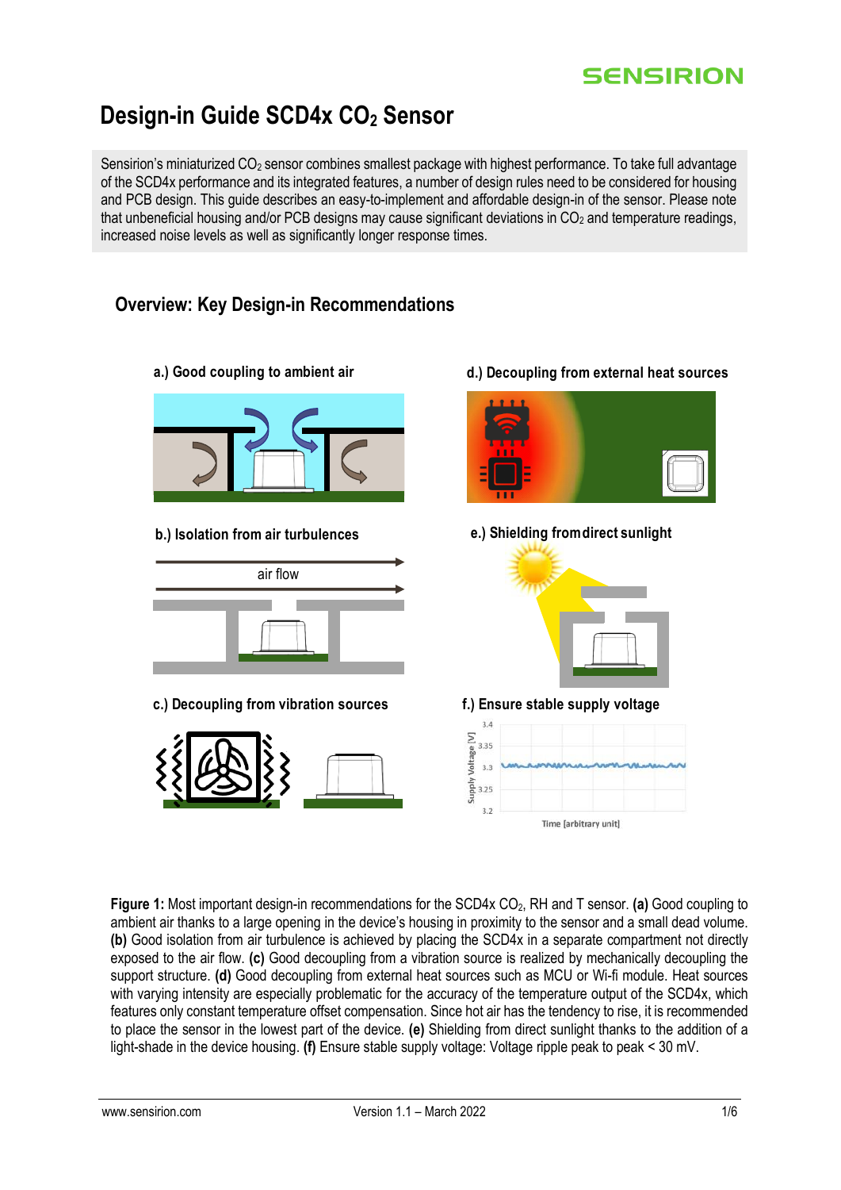# Design-in Guide SCD4x $CO_2$ Sensor

Sensirion's miniaturized $CO_2$ sensor combines smallest package with highest performance. To take full advantage of the SCD4x performance and its integrated features, a number of design rules need to be considered for housing and PCB design. This guide describes an easy-to-implement and affordable design-in of the sensor. Please note that unbeneficial housing and/or PCB designs may cause significant deviations in $CO_2$ and temperature readings, increased noise levels as well as significantly longer response times.

## Overview: Key Design-in Recommendations

a.) Good coupling to ambient air

b.) Isolation from air turbulences

c.) Decoupling from vibration sources

d.) Decoupling from external heat sources

e.) Shielding from direct sunlight

f.) Ensure stable supply voltage

**Figure 1:** Most important design-in recommendations for the SCD4x $CO_2$, RH and T sensor. **(a)** Good coupling to ambient air thanks to a large opening in the device's housing in proximity to the sensor and a small dead volume. **(b)** Good isolation from air turbulence is achieved by placing the SCD4x in a separate compartment not directly exposed to the air flow. **(c)** Good decoupling from a vibration source is realized by mechanically decoupling the support structure. **(d)** Good decoupling from external heat sources such as MCU or Wi-fi module. Heat sources with varying intensity are especially problematic for the accuracy of the temperature output of the SCD4x, which features only constant temperature offset compensation. Since hot air has the tendency to rise, it is recommended to place the sensor in the lowest part of the device. **(e)** Shielding from direct sunlight thanks to the addition of a light-shade in the device housing. **(f)** Ensure stable supply voltage: Voltage ripple peak to peak < 30 mV.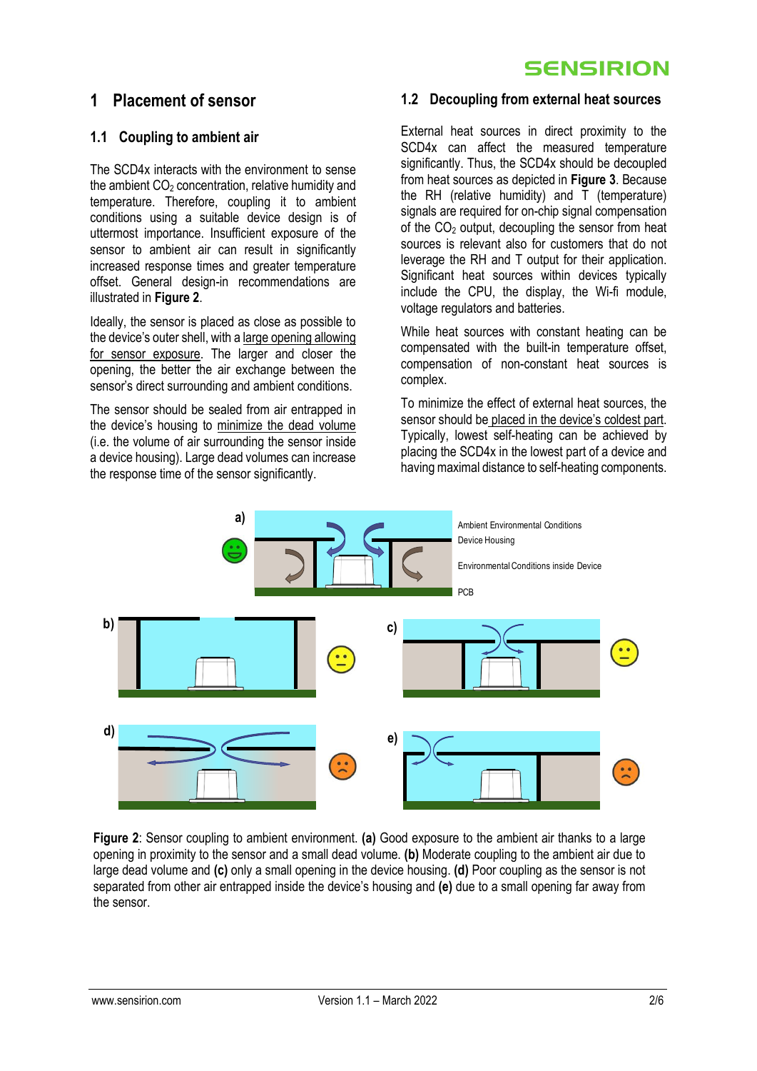# 1 Placement of sensor

## 1.1 Coupling to ambient air

The SCD4x interacts with the environment to sense the ambient $CO_2$ concentration, relative humidity and temperature. Therefore, coupling it to ambient conditions using a suitable device design is of uttermost importance. Insufficient exposure of the sensor to ambient air can result in significantly increased response times and greater temperature offset. General design-in recommendations are illustrated in **Figure 2**.

Ideally, the sensor is placed as close as possible to the device's outer shell, with a large opening allowing for sensor exposure. The larger and closer the opening, the better the air exchange between the sensor's direct surrounding and ambient conditions.

The sensor should be sealed from air entrapped in the device's housing to minimize the dead volume (i.e. the volume of air surrounding the sensor inside a device housing). Large dead volumes can increase the response time of the sensor significantly.

## 1.2 Decoupling from external heat sources

External heat sources in direct proximity to the SCD4x can affect the measured temperature significantly. Thus, the SCD4x should be decoupled from heat sources as depicted in **Figure 3**. Because the RH (relative humidity) and T (temperature) signals are required for on-chip signal compensation of the $CO_2$ output, decoupling the sensor from heat sources is relevant also for customers that do not leverage the RH and T output for their application. Significant heat sources within devices typically include the CPU, the display, the Wi-fi module, voltage regulators and batteries.

While heat sources with constant heating can be compensated with the built-in temperature offset, compensation of non-constant heat sources is complex.

To minimize the effect of external heat sources, the sensor should be placed in the device's coldest part. Typically, lowest self-heating can be achieved by placing the SCD4x in the lowest part of a device and having maximal distance to self-heating components.

a) Ambient Environmental Conditions
Device Housing
Environmental Conditions inside Device
PCB

b) c) d) e)

**Figure 2**: Sensor coupling to ambient environment. **(a)** Good exposure to the ambient air thanks to a large opening in proximity to the sensor and a small dead volume. **(b)** Moderate coupling to the ambient air due to large dead volume and **(c)** only a small opening in the device housing. **(d)** Poor coupling as the sensor is not separated from other air entrapped inside the device's housing and **(e)** due to a small opening far away from the sensor.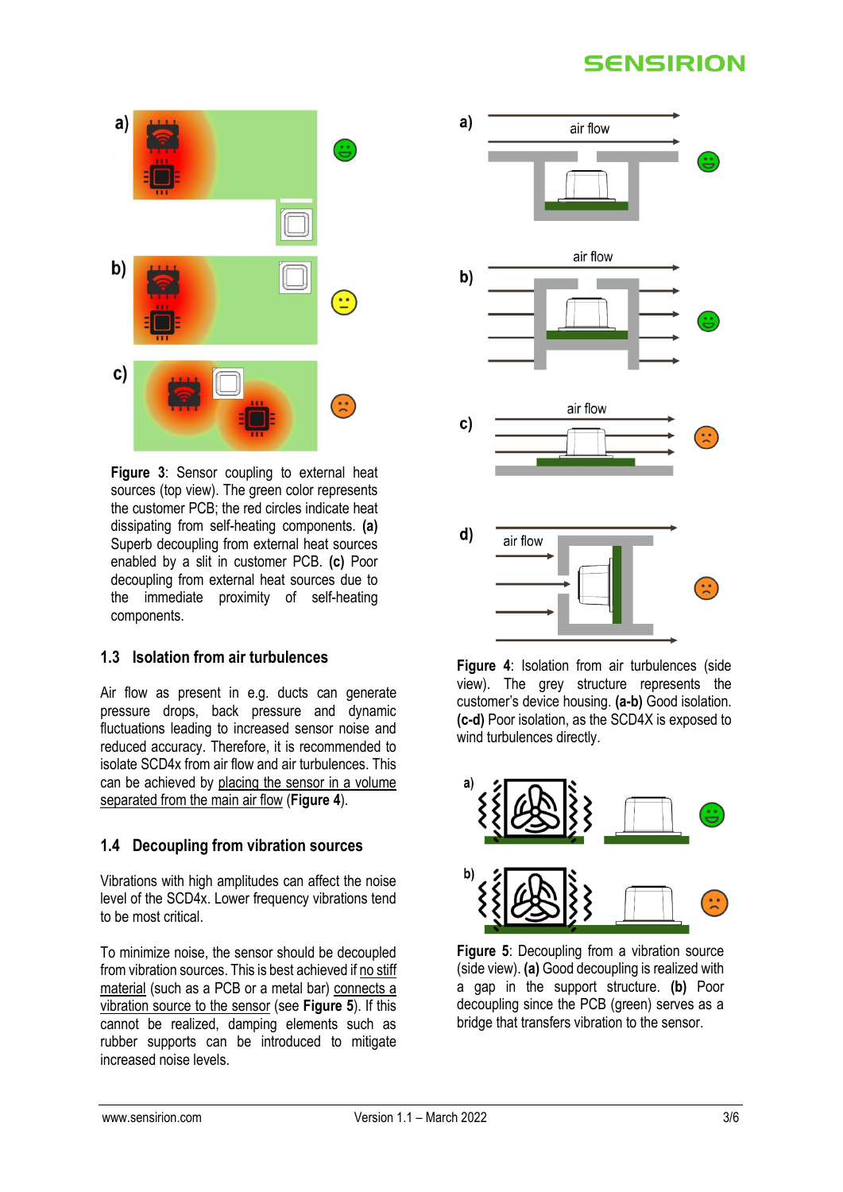**Figure 3**: Sensor coupling to external heat sources (top view). The green color represents the customer PCB; the red circles indicate heat dissipating from self-heating components. **(a)** Superb decoupling from external heat sources enabled by a slit in customer PCB. **(c)** Poor decoupling from external heat sources due to the immediate proximity of self-heating components.

## 1.3 Isolation from air turbulences

Air flow as present in e.g. ducts can generate pressure drops, back pressure and dynamic fluctuations leading to increased sensor noise and reduced accuracy. Therefore, it is recommended to isolate SCD4x from air flow and air turbulences. This can be achieved by placing the sensor in a volume separated from the main air flow (**Figure 4**).

## 1.4 Decoupling from vibration sources

Vibrations with high amplitudes can affect the noise level of the SCD4x. Lower frequency vibrations tend to be most critical.

To minimize noise, the sensor should be decoupled from vibration sources. This is best achieved if no stiff material (such as a PCB or a metal bar) connects a vibration source to the sensor (see **Figure 5**). If this cannot be realized, damping elements such as rubber supports can be introduced to mitigate increased noise levels.

**Figure 4**: Isolation from air turbulences (side view). The grey structure represents the customer's device housing. **(a-b)** Good isolation. **(c-d)** Poor isolation, as the SCD4X is exposed to wind turbulences directly.

**Figure 5**: Decoupling from a vibration source (side view). **(a)** Good decoupling is realized with a gap in the support structure. **(b)** Poor decoupling since the PCB (green) serves as a bridge that transfers vibration to the sensor.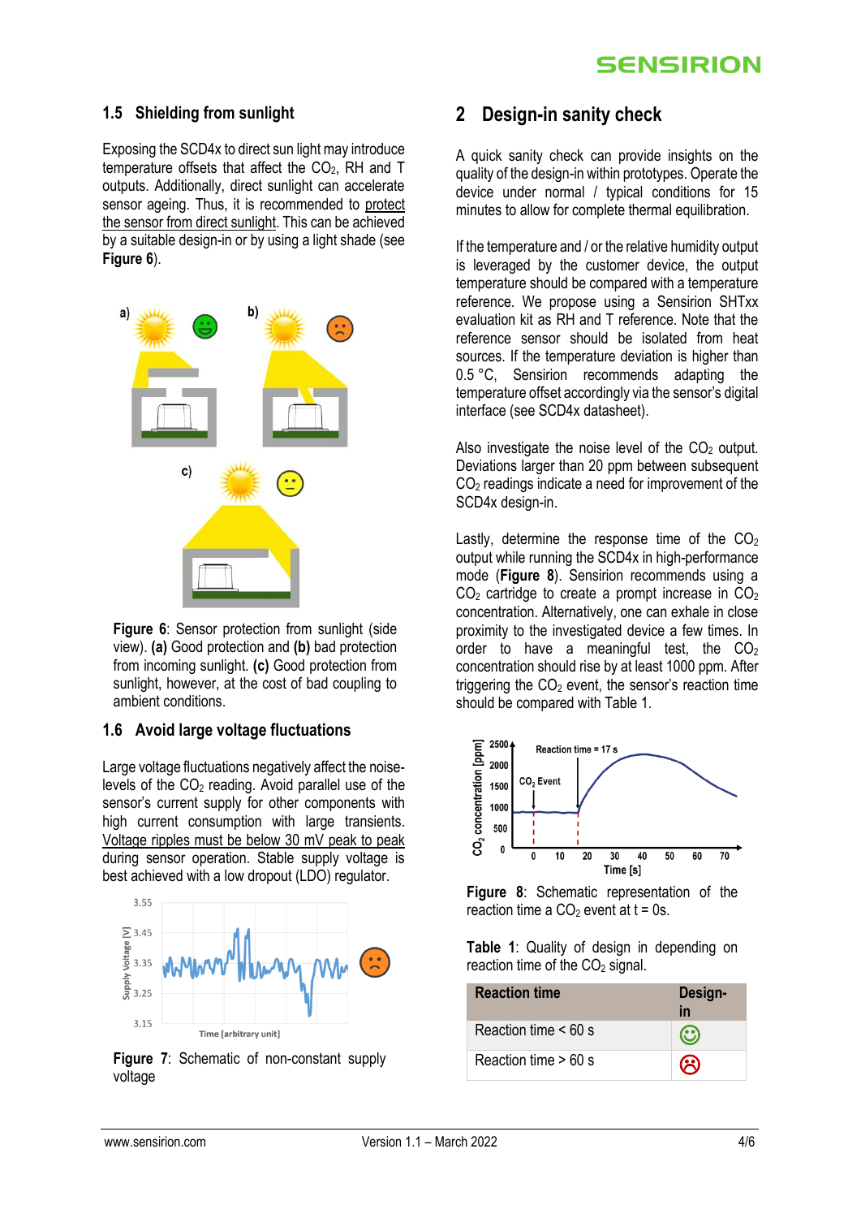## 1.5 Shielding from sunlight

Exposing the SCD4x to direct sun light may introduce temperature offsets that affect the $CO_2$, RH and T outputs. Additionally, direct sunlight can accelerate sensor ageing. Thus, it is recommended to protect the sensor from direct sunlight. This can be achieved by a suitable design-in or by using a light shade (see **Figure 6**).

**Figure 6**: Sensor protection from sunlight (side view). **(a)** Good protection and **(b)** bad protection from incoming sunlight. **(c)** Good protection from sunlight, however, at the cost of bad coupling to ambient conditions.

## 1.6 Avoid large voltage fluctuations

Large voltage fluctuations negatively affect the noise-levels of the $CO_2$ reading. Avoid parallel use of the sensor's current supply for other components with high current consumption with large transients. Voltage ripples must be below 30 mV peak to peak during sensor operation. Stable supply voltage is best achieved with a low dropout (LDO) regulator.

**Figure 7**: Schematic of non-constant supply voltage

# 2 Design-in sanity check

A quick sanity check can provide insights on the quality of the design-in within prototypes. Operate the device under normal / typical conditions for 15 minutes to allow for complete thermal equilibration.

If the temperature and / or the relative humidity output is leveraged by the customer device, the output temperature should be compared with a temperature reference. We propose using a Sensirion SHTxx evaluation kit as RH and T reference. Note that the reference sensor should be isolated from heat sources. If the temperature deviation is higher than 0.5 °C, Sensirion recommends adapting the temperature offset accordingly via the sensor's digital interface (see SCD4x datasheet).

Also investigate the noise level of the $CO_2$ output. Deviations larger than 20 ppm between subsequent $CO_2$ readings indicate a need for improvement of the SCD4x design-in.

Lastly, determine the response time of the $CO_2$ output while running the SCD4x in high-performance mode (**Figure 8**). Sensirion recommends using a $CO_2$ cartridge to create a prompt increase in $CO_2$ concentration. Alternatively, one can exhale in close proximity to the investigated device a few times. In order to have a meaningful test, the $CO_2$ concentration should rise by at least 1000 ppm. After triggering the $CO_2$ event, the sensor's reaction time should be compared with Table 1.

**Figure 8**: Schematic representation of the reaction time a $CO_2$ event at t = 0s.

**Table 1**: Quality of design in depending on reaction time of the $CO_2$ signal.

| Reaction time | Design-in |
|---|---|
| Reaction time < 60 s | ☺ |
| Reaction time > 60 s | ☹ |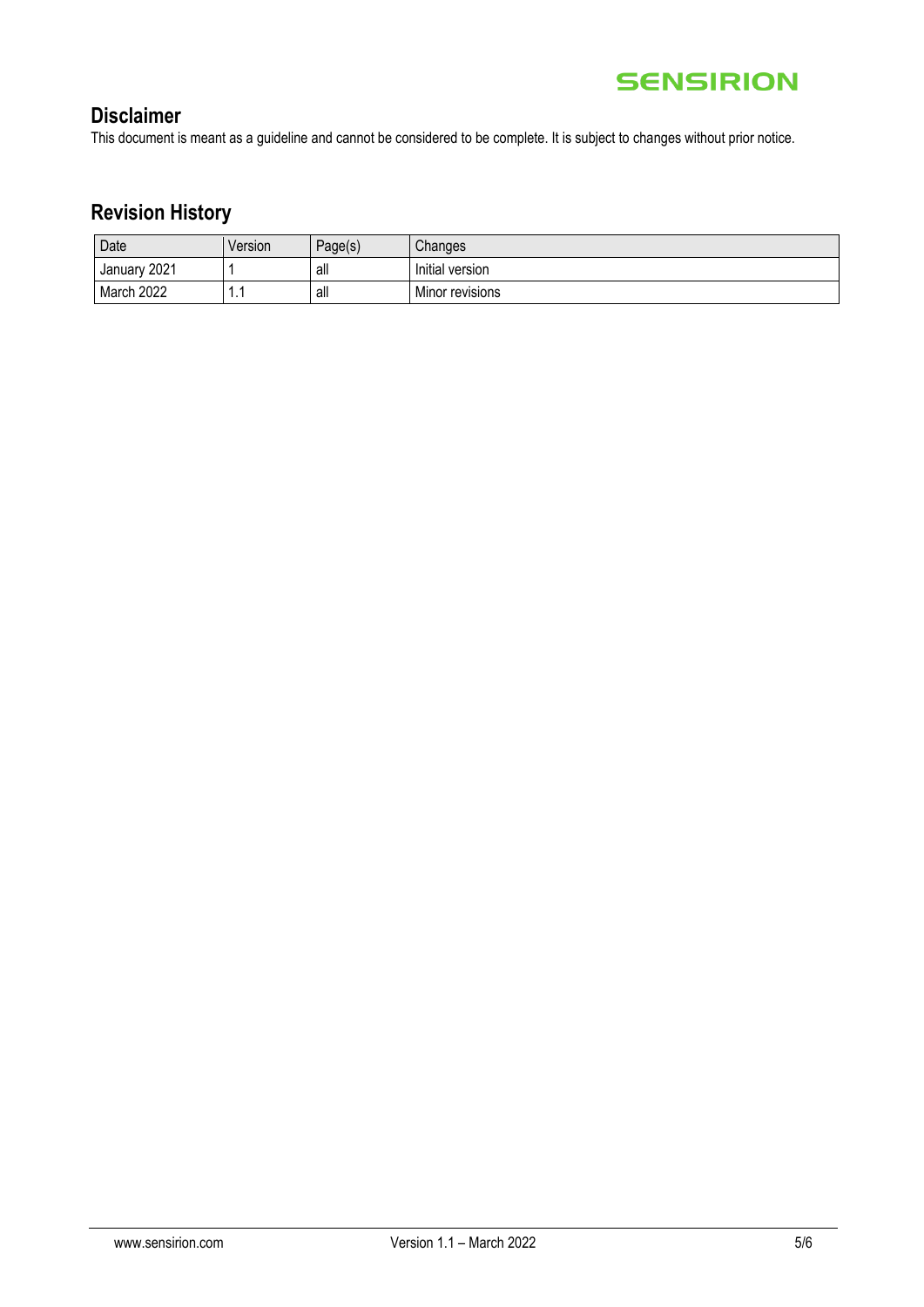## Disclaimer

This document is meant as a guideline and cannot be considered to be complete. It is subject to changes without prior notice.

## Revision History

| Date | Version | Page(s) | Changes |
|---|---|---|---|
| January 2021 | 1 | all | Initial version |
| March 2022 | 1.1 | all | Minor revisions |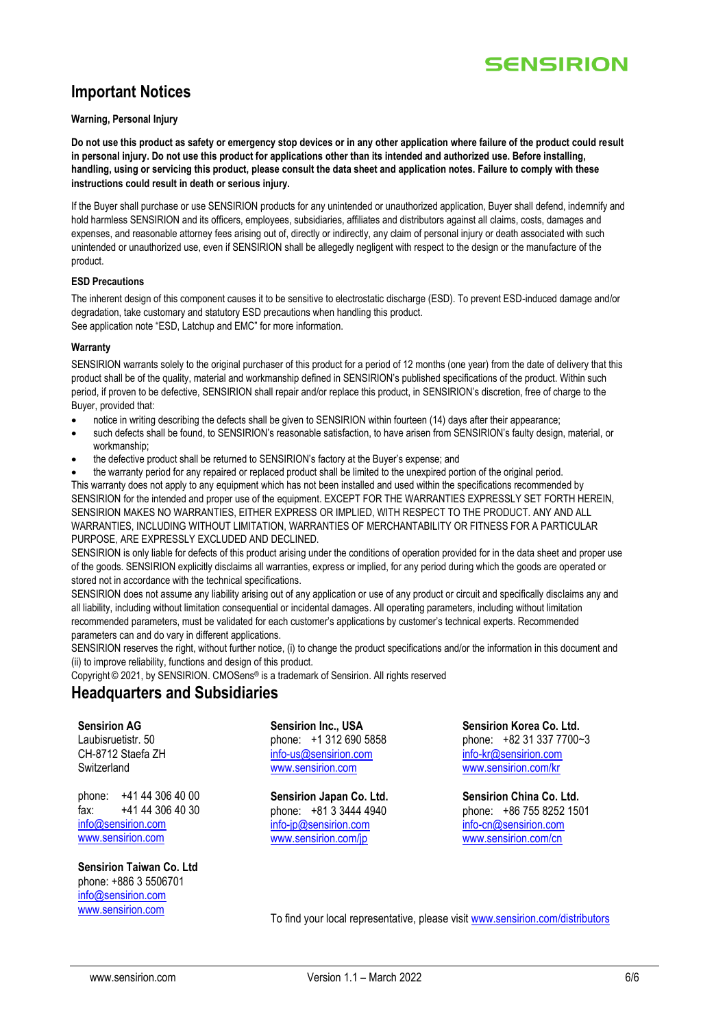## Important Notices

**Warning, Personal Injury**

**Do not use this product as safety or emergency stop devices or in any other application where failure of the product could result in personal injury. Do not use this product for applications other than its intended and authorized use. Before installing, handling, using or servicing this product, please consult the data sheet and application notes. Failure to comply with these instructions could result in death or serious injury.**

If the Buyer shall purchase or use SENSIRION products for any unintended or unauthorized application, Buyer shall defend, indemnify and hold harmless SENSIRION and its officers, employees, subsidiaries, affiliates and distributors against all claims, costs, damages and expenses, and reasonable attorney fees arising out of, directly or indirectly, any claim of personal injury or death associated with such unintended or unauthorized use, even if SENSIRION shall be allegedly negligent with respect to the design or the manufacture of the product.

**ESD Precautions**

The inherent design of this component causes it to be sensitive to electrostatic discharge (ESD). To prevent ESD-induced damage and/or degradation, take customary and statutory ESD precautions when handling this product.
See application note "ESD, Latchup and EMC" for more information.

**Warranty**

SENSIRION warrants solely to the original purchaser of this product for a period of 12 months (one year) from the date of delivery that this product shall be of the quality, material and workmanship defined in SENSIRION's published specifications of the product. Within such period, if proven to be defective, SENSIRION shall repair and/or replace this product, in SENSIRION's discretion, free of charge to the Buyer, provided that:

- notice in writing describing the defects shall be given to SENSIRION within fourteen (14) days after their appearance;
- such defects shall be found, to SENSIRION's reasonable satisfaction, to have arisen from SENSIRION's faulty design, material, or workmanship;
- the defective product shall be returned to SENSIRION's factory at the Buyer's expense; and
- the warranty period for any repaired or replaced product shall be limited to the unexpired portion of the original period.

This warranty does not apply to any equipment which has not been installed and used within the specifications recommended by SENSIRION for the intended and proper use of the equipment. EXCEPT FOR THE WARRANTIES EXPRESSLY SET FORTH HEREIN, SENSIRION MAKES NO WARRANTIES, EITHER EXPRESS OR IMPLIED, WITH RESPECT TO THE PRODUCT. ANY AND ALL WARRANTIES, INCLUDING WITHOUT LIMITATION, WARRANTIES OF MERCHANTABILITY OR FITNESS FOR A PARTICULAR PURPOSE, ARE EXPRESSLY EXCLUDED AND DECLINED.

SENSIRION is only liable for defects of this product arising under the conditions of operation provided for in the data sheet and proper use of the goods. SENSIRION explicitly disclaims all warranties, express or implied, for any period during which the goods are operated or stored not in accordance with the technical specifications.

SENSIRION does not assume any liability arising out of any application or use of any product or circuit and specifically disclaims any and all liability, including without limitation consequential or incidental damages. All operating parameters, including without limitation recommended parameters, must be validated for each customer's applications by customer's technical experts. Recommended parameters can and do vary in different applications.

SENSIRION reserves the right, without further notice, (i) to change the product specifications and/or the information in this document and (ii) to improve reliability, functions and design of this product.

Copyright © 2021, by SENSIRION. CMOSens® is a trademark of Sensirion. All rights reserved

## Headquarters and Subsidiaries

**Sensirion AG**
Laubisruetistr. 50
CH-8712 Staefa ZH
Switzerland

phone: +41 44 306 40 00
fax: +41 44 306 40 30
info@sensirion.com
www.sensirion.com

**Sensirion Taiwan Co. Ltd**
phone: +886 3 5506701
info@sensirion.com
www.sensirion.com

**Sensirion Inc., USA**
phone: +1 312 690 5858
info-us@sensirion.com
www.sensirion.com

**Sensirion Japan Co. Ltd.**
phone: +81 3 3444 4940
info-jp@sensirion.com
www.sensirion.com/jp

**Sensirion Korea Co. Ltd.**
phone: +82 31 337 7700~3
info-kr@sensirion.com
www.sensirion.com/kr

**Sensirion China Co. Ltd.**
phone: +86 755 8252 1501
info-cn@sensirion.com
www.sensirion.com/cn

To find your local representative, please visit www.sensirion.com/distributors